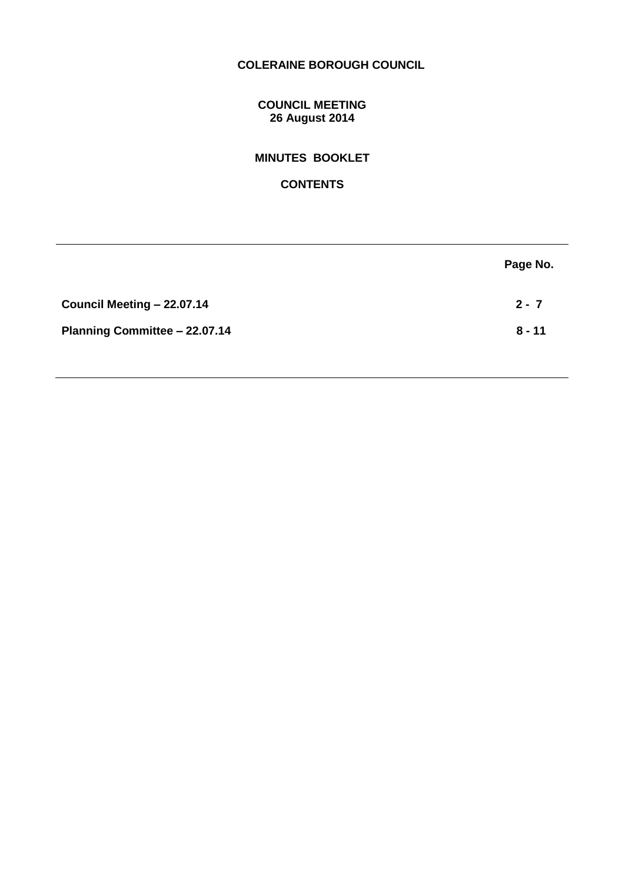# COLERAINE BOROUGH COUNCIL

## COUNCIL MEETING
**26 August 2014**

## MINUTES BOOKLET

## CONTENTS

| | Page No. |
|---|---|
| **Council Meeting – 22.07.14** | **2 - 7** |
| **Planning Committee – 22.07.14** | **8 - 11** |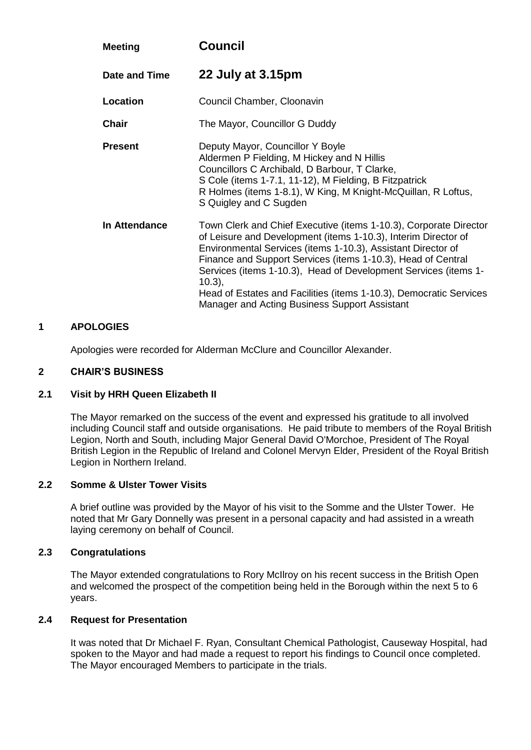| | |
|---|---|
| **Meeting** | **Council** |
| **Date and Time** | **22 July at 3.15pm** |
| **Location** | Council Chamber, Cloonavin |
| **Chair** | The Mayor, Councillor G Duddy |
| **Present** | Deputy Mayor, Councillor Y Boyle<br>Aldermen P Fielding, M Hickey and N Hillis<br>Councillors C Archibald, D Barbour, T Clarke, S Cole (items 1-7.1, 11-12), M Fielding, B Fitzpatrick<br>R Holmes (items 1-8.1), W King, M Knight-McQuillan, R Loftus, S Quigley and C Sugden |
| **In Attendance** | Town Clerk and Chief Executive (items 1-10.3), Corporate Director of Leisure and Development (items 1-10.3), Interim Director of Environmental Services (items 1-10.3), Assistant Director of Finance and Support Services (items 1-10.3), Head of Central Services (items 1-10.3), Head of Development Services (items 1-10.3),<br>Head of Estates and Facilities (items 1-10.3), Democratic Services Manager and Acting Business Support Assistant |

## 1 APOLOGIES

Apologies were recorded for Alderman McClure and Councillor Alexander.

## 2 CHAIR'S BUSINESS

### 2.1 Visit by HRH Queen Elizabeth II

The Mayor remarked on the success of the event and expressed his gratitude to all involved including Council staff and outside organisations. He paid tribute to members of the Royal British Legion, North and South, including Major General David O'Morchoe, President of The Royal British Legion in the Republic of Ireland and Colonel Mervyn Elder, President of the Royal British Legion in Northern Ireland.

### 2.2 Somme & Ulster Tower Visits

A brief outline was provided by the Mayor of his visit to the Somme and the Ulster Tower. He noted that Mr Gary Donnelly was present in a personal capacity and had assisted in a wreath laying ceremony on behalf of Council.

### 2.3 Congratulations

The Mayor extended congratulations to Rory McIlroy on his recent success in the British Open and welcomed the prospect of the competition being held in the Borough within the next 5 to 6 years.

### 2.4 Request for Presentation

It was noted that Dr Michael F. Ryan, Consultant Chemical Pathologist, Causeway Hospital, had spoken to the Mayor and had made a request to report his findings to Council once completed. The Mayor encouraged Members to participate in the trials.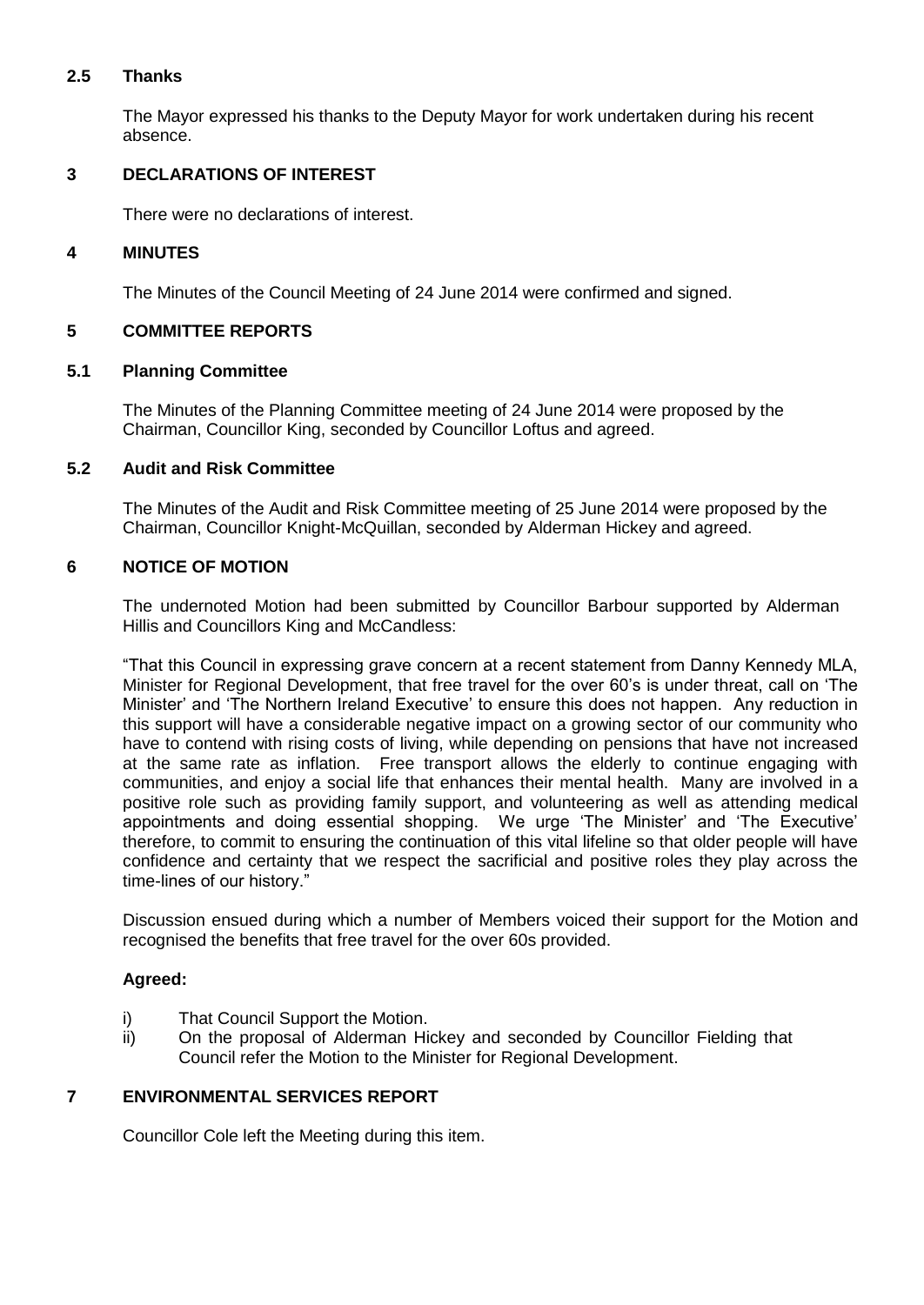### 2.5 Thanks

The Mayor expressed his thanks to the Deputy Mayor for work undertaken during his recent absence.

## 3 DECLARATIONS OF INTEREST

There were no declarations of interest.

## 4 MINUTES

The Minutes of the Council Meeting of 24 June 2014 were confirmed and signed.

## 5 COMMITTEE REPORTS

### 5.1 Planning Committee

The Minutes of the Planning Committee meeting of 24 June 2014 were proposed by the Chairman, Councillor King, seconded by Councillor Loftus and agreed.

### 5.2 Audit and Risk Committee

The Minutes of the Audit and Risk Committee meeting of 25 June 2014 were proposed by the Chairman, Councillor Knight-McQuillan, seconded by Alderman Hickey and agreed.

## 6 NOTICE OF MOTION

The undernoted Motion had been submitted by Councillor Barbour supported by Alderman Hillis and Councillors King and McCandless:

"That this Council in expressing grave concern at a recent statement from Danny Kennedy MLA, Minister for Regional Development, that free travel for the over 60's is under threat, call on 'The Minister' and 'The Northern Ireland Executive' to ensure this does not happen. Any reduction in this support will have a considerable negative impact on a growing sector of our community who have to contend with rising costs of living, while depending on pensions that have not increased at the same rate as inflation. Free transport allows the elderly to continue engaging with communities, and enjoy a social life that enhances their mental health. Many are involved in a positive role such as providing family support, and volunteering as well as attending medical appointments and doing essential shopping. We urge 'The Minister' and 'The Executive' therefore, to commit to ensuring the continuation of this vital lifeline so that older people will have confidence and certainty that we respect the sacrificial and positive roles they play across the time-lines of our history."

Discussion ensued during which a number of Members voiced their support for the Motion and recognised the benefits that free travel for the over 60s provided.

**Agreed:**

i) That Council Support the Motion.
ii) On the proposal of Alderman Hickey and seconded by Councillor Fielding that Council refer the Motion to the Minister for Regional Development.

## 7 ENVIRONMENTAL SERVICES REPORT

Councillor Cole left the Meeting during this item.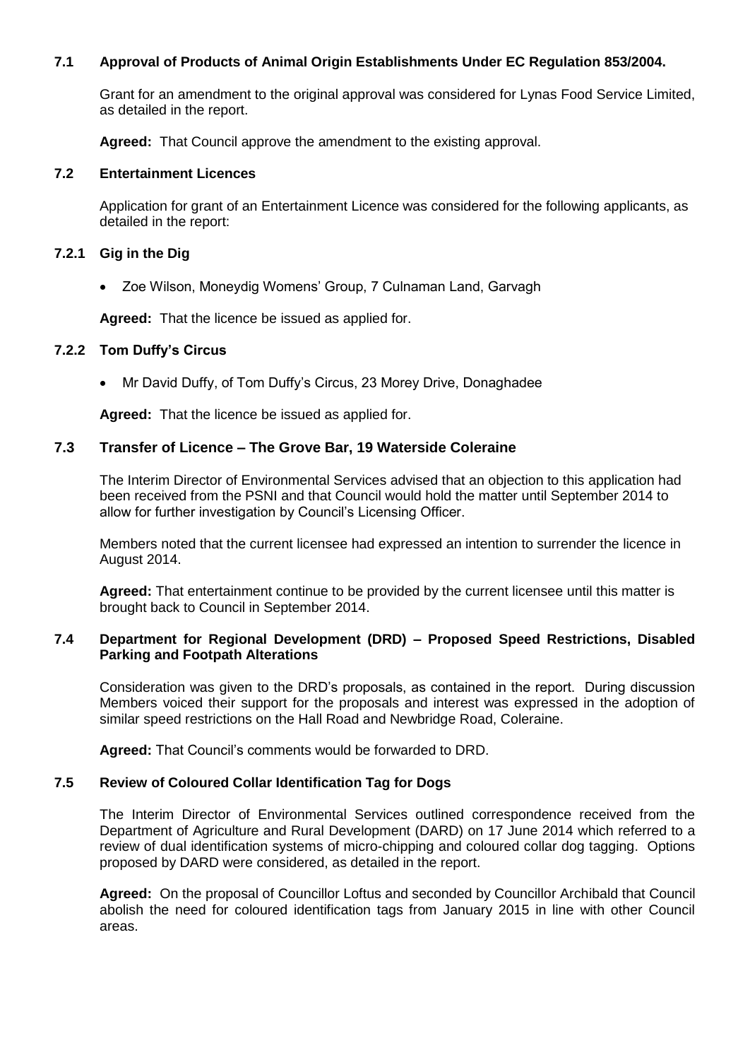### 7.1 Approval of Products of Animal Origin Establishments Under EC Regulation 853/2004.

Grant for an amendment to the original approval was considered for Lynas Food Service Limited, as detailed in the report.

**Agreed:** That Council approve the amendment to the existing approval.

### 7.2 Entertainment Licences

Application for grant of an Entertainment Licence was considered for the following applicants, as detailed in the report:

#### 7.2.1 Gig in the Dig

- Zoe Wilson, Moneydig Womens' Group, 7 Culnaman Land, Garvagh

**Agreed:** That the licence be issued as applied for.

#### 7.2.2 Tom Duffy's Circus

- Mr David Duffy, of Tom Duffy's Circus, 23 Morey Drive, Donaghadee

**Agreed:** That the licence be issued as applied for.

### 7.3 Transfer of Licence – The Grove Bar, 19 Waterside Coleraine

The Interim Director of Environmental Services advised that an objection to this application had been received from the PSNI and that Council would hold the matter until September 2014 to allow for further investigation by Council's Licensing Officer.

Members noted that the current licensee had expressed an intention to surrender the licence in August 2014.

**Agreed:** That entertainment continue to be provided by the current licensee until this matter is brought back to Council in September 2014.

### 7.4 Department for Regional Development (DRD) – Proposed Speed Restrictions, Disabled Parking and Footpath Alterations

Consideration was given to the DRD's proposals, as contained in the report. During discussion Members voiced their support for the proposals and interest was expressed in the adoption of similar speed restrictions on the Hall Road and Newbridge Road, Coleraine.

**Agreed:** That Council's comments would be forwarded to DRD.

### 7.5 Review of Coloured Collar Identification Tag for Dogs

The Interim Director of Environmental Services outlined correspondence received from the Department of Agriculture and Rural Development (DARD) on 17 June 2014 which referred to a review of dual identification systems of micro-chipping and coloured collar dog tagging. Options proposed by DARD were considered, as detailed in the report.

**Agreed:** On the proposal of Councillor Loftus and seconded by Councillor Archibald that Council abolish the need for coloured identification tags from January 2015 in line with other Council areas.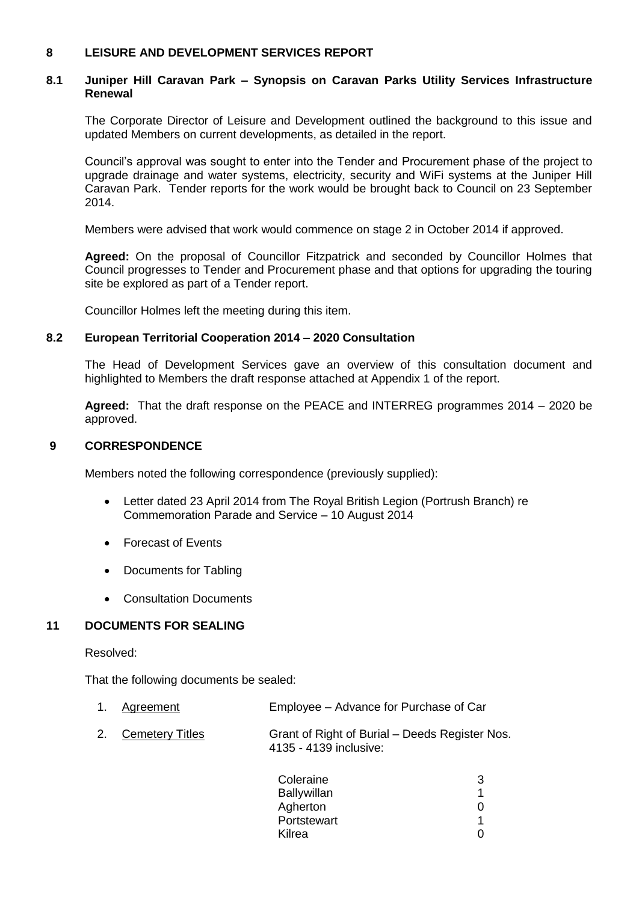## 8 LEISURE AND DEVELOPMENT SERVICES REPORT

### 8.1 Juniper Hill Caravan Park – Synopsis on Caravan Parks Utility Services Infrastructure Renewal

The Corporate Director of Leisure and Development outlined the background to this issue and updated Members on current developments, as detailed in the report.

Council's approval was sought to enter into the Tender and Procurement phase of the project to upgrade drainage and water systems, electricity, security and WiFi systems at the Juniper Hill Caravan Park. Tender reports for the work would be brought back to Council on 23 September 2014.

Members were advised that work would commence on stage 2 in October 2014 if approved.

**Agreed:** On the proposal of Councillor Fitzpatrick and seconded by Councillor Holmes that Council progresses to Tender and Procurement phase and that options for upgrading the touring site be explored as part of a Tender report.

Councillor Holmes left the meeting during this item.

### 8.2 European Territorial Cooperation 2014 – 2020 Consultation

The Head of Development Services gave an overview of this consultation document and highlighted to Members the draft response attached at Appendix 1 of the report.

**Agreed:** That the draft response on the PEACE and INTERREG programmes 2014 – 2020 be approved.

## 9 CORRESPONDENCE

Members noted the following correspondence (previously supplied):

- Letter dated 23 April 2014 from The Royal British Legion (Portrush Branch) re Commemoration Parade and Service – 10 August 2014
- Forecast of Events
- Documents for Tabling
- Consultation Documents

## 11 DOCUMENTS FOR SEALING

Resolved:

That the following documents be sealed:

1. Agreement — Employee – Advance for Purchase of Car
2. Cemetery Titles — Grant of Right of Burial – Deeds Register Nos. 4135 - 4139 inclusive:

| | |
|---|---|
| Coleraine | 3 |
| Ballywillan | 1 |
| Agherton | 0 |
| Portstewart | 1 |
| Kilrea | 0 |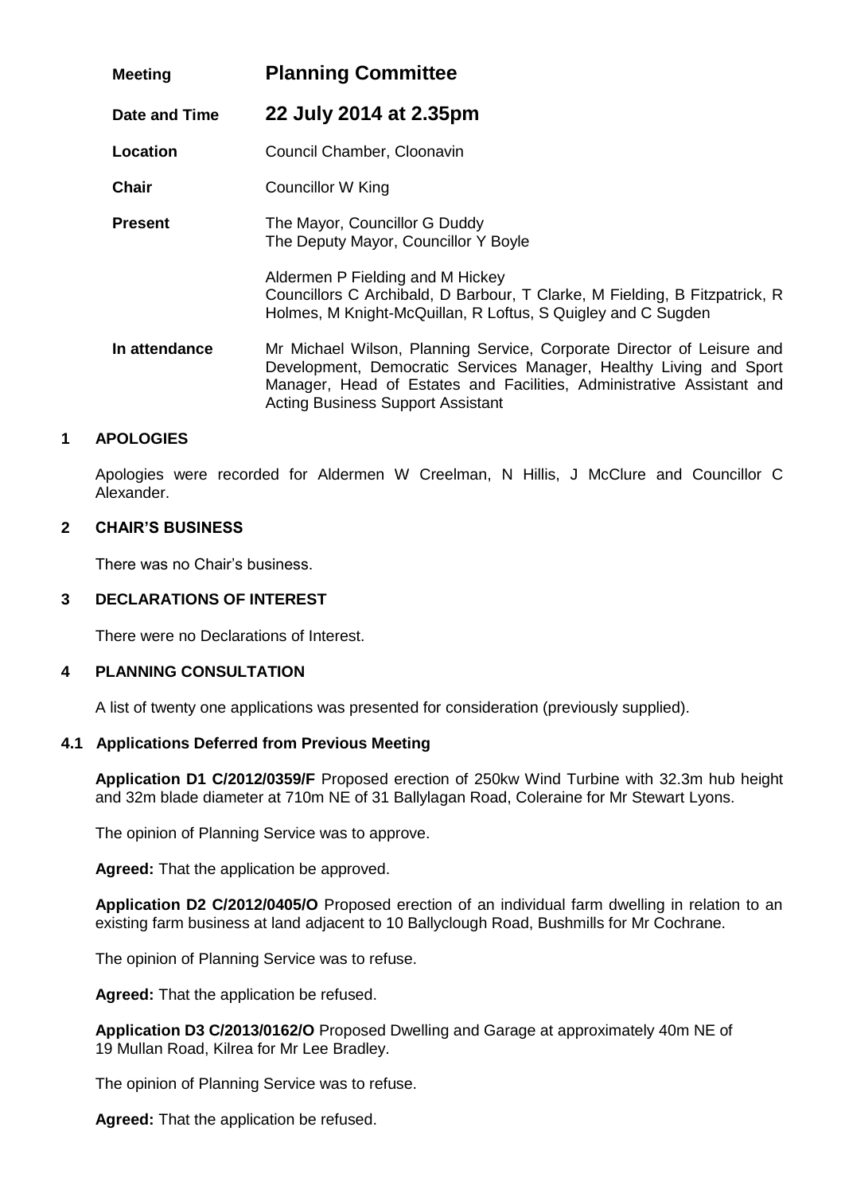| | |
|---|---|
| **Meeting** | **Planning Committee** |
| **Date and Time** | **22 July 2014 at 2.35pm** |
| **Location** | Council Chamber, Cloonavin |
| **Chair** | Councillor W King |
| **Present** | The Mayor, Councillor G Duddy<br>The Deputy Mayor, Councillor Y Boyle<br><br>Aldermen P Fielding and M Hickey<br>Councillors C Archibald, D Barbour, T Clarke, M Fielding, B Fitzpatrick, R Holmes, M Knight-McQuillan, R Loftus, S Quigley and C Sugden |
| **In attendance** | Mr Michael Wilson, Planning Service, Corporate Director of Leisure and Development, Democratic Services Manager, Healthy Living and Sport Manager, Head of Estates and Facilities, Administrative Assistant and Acting Business Support Assistant |

## 1 APOLOGIES

Apologies were recorded for Aldermen W Creelman, N Hillis, J McClure and Councillor C Alexander.

## 2 CHAIR'S BUSINESS

There was no Chair's business.

## 3 DECLARATIONS OF INTEREST

There were no Declarations of Interest.

## 4 PLANNING CONSULTATION

A list of twenty one applications was presented for consideration (previously supplied).

### 4.1 Applications Deferred from Previous Meeting

**Application D1 C/2012/0359/F** Proposed erection of 250kw Wind Turbine with 32.3m hub height and 32m blade diameter at 710m NE of 31 Ballylagan Road, Coleraine for Mr Stewart Lyons.

The opinion of Planning Service was to approve.

**Agreed:** That the application be approved.

**Application D2 C/2012/0405/O** Proposed erection of an individual farm dwelling in relation to an existing farm business at land adjacent to 10 Ballyclough Road, Bushmills for Mr Cochrane.

The opinion of Planning Service was to refuse.

**Agreed:** That the application be refused.

**Application D3 C/2013/0162/O** Proposed Dwelling and Garage at approximately 40m NE of 19 Mullan Road, Kilrea for Mr Lee Bradley.

The opinion of Planning Service was to refuse.

**Agreed:** That the application be refused.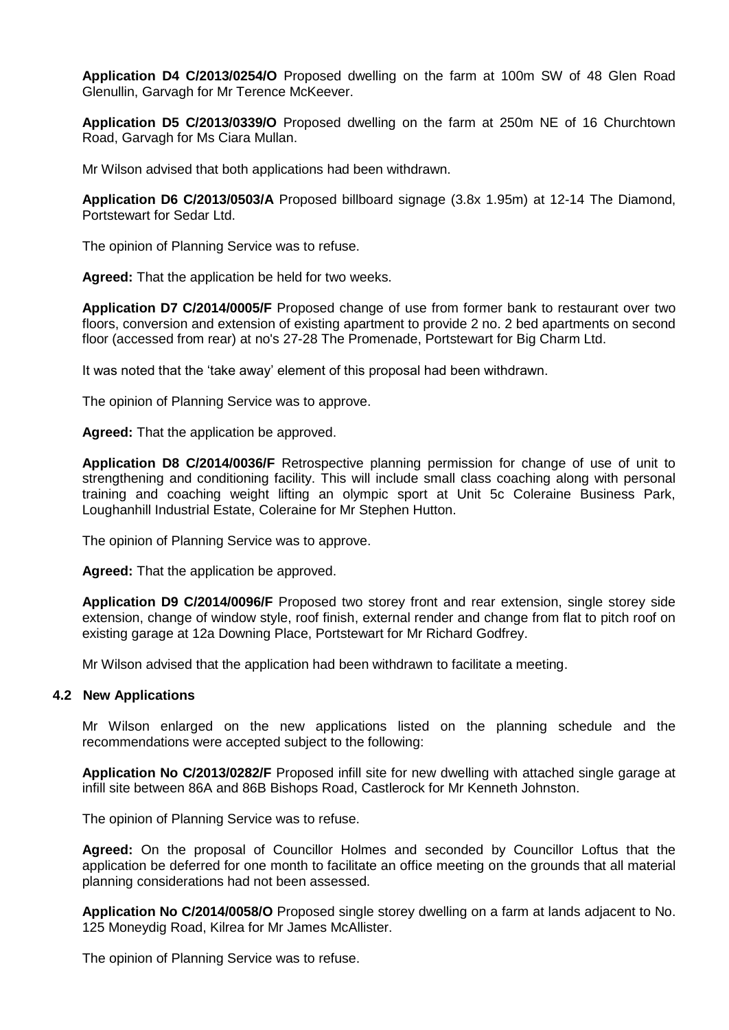**Application D4 C/2013/0254/O** Proposed dwelling on the farm at 100m SW of 48 Glen Road Glenullin, Garvagh for Mr Terence McKeever.

**Application D5 C/2013/0339/O** Proposed dwelling on the farm at 250m NE of 16 Churchtown Road, Garvagh for Ms Ciara Mullan.

Mr Wilson advised that both applications had been withdrawn.

**Application D6 C/2013/0503/A** Proposed billboard signage (3.8x 1.95m) at 12-14 The Diamond, Portstewart for Sedar Ltd.

The opinion of Planning Service was to refuse.

**Agreed:** That the application be held for two weeks.

**Application D7 C/2014/0005/F** Proposed change of use from former bank to restaurant over two floors, conversion and extension of existing apartment to provide 2 no. 2 bed apartments on second floor (accessed from rear) at no's 27-28 The Promenade, Portstewart for Big Charm Ltd.

It was noted that the 'take away' element of this proposal had been withdrawn.

The opinion of Planning Service was to approve.

**Agreed:** That the application be approved.

**Application D8 C/2014/0036/F** Retrospective planning permission for change of use of unit to strengthening and conditioning facility. This will include small class coaching along with personal training and coaching weight lifting an olympic sport at Unit 5c Coleraine Business Park, Loughanhill Industrial Estate, Coleraine for Mr Stephen Hutton.

The opinion of Planning Service was to approve.

**Agreed:** That the application be approved.

**Application D9 C/2014/0096/F** Proposed two storey front and rear extension, single storey side extension, change of window style, roof finish, external render and change from flat to pitch roof on existing garage at 12a Downing Place, Portstewart for Mr Richard Godfrey.

Mr Wilson advised that the application had been withdrawn to facilitate a meeting.

### 4.2 New Applications

Mr Wilson enlarged on the new applications listed on the planning schedule and the recommendations were accepted subject to the following:

**Application No C/2013/0282/F** Proposed infill site for new dwelling with attached single garage at infill site between 86A and 86B Bishops Road, Castlerock for Mr Kenneth Johnston.

The opinion of Planning Service was to refuse.

**Agreed:** On the proposal of Councillor Holmes and seconded by Councillor Loftus that the application be deferred for one month to facilitate an office meeting on the grounds that all material planning considerations had not been assessed.

**Application No C/2014/0058/O** Proposed single storey dwelling on a farm at lands adjacent to No. 125 Moneydig Road, Kilrea for Mr James McAllister.

The opinion of Planning Service was to refuse.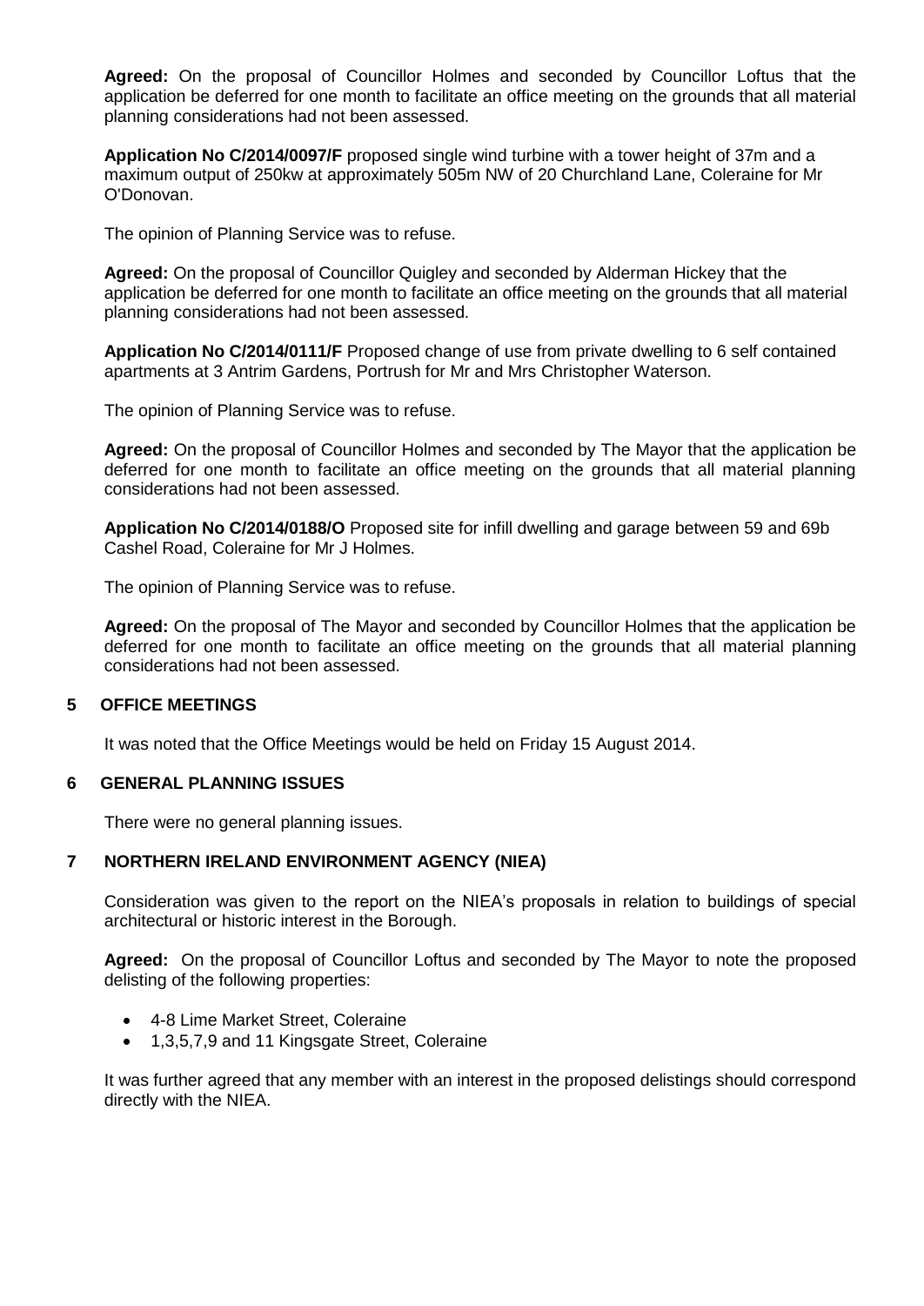**Agreed:** On the proposal of Councillor Holmes and seconded by Councillor Loftus that the application be deferred for one month to facilitate an office meeting on the grounds that all material planning considerations had not been assessed.

**Application No C/2014/0097/F** proposed single wind turbine with a tower height of 37m and a maximum output of 250kw at approximately 505m NW of 20 Churchland Lane, Coleraine for Mr O'Donovan.

The opinion of Planning Service was to refuse.

**Agreed:** On the proposal of Councillor Quigley and seconded by Alderman Hickey that the application be deferred for one month to facilitate an office meeting on the grounds that all material planning considerations had not been assessed.

**Application No C/2014/0111/F** Proposed change of use from private dwelling to 6 self contained apartments at 3 Antrim Gardens, Portrush for Mr and Mrs Christopher Waterson.

The opinion of Planning Service was to refuse.

**Agreed:** On the proposal of Councillor Holmes and seconded by The Mayor that the application be deferred for one month to facilitate an office meeting on the grounds that all material planning considerations had not been assessed.

**Application No C/2014/0188/O** Proposed site for infill dwelling and garage between 59 and 69b Cashel Road, Coleraine for Mr J Holmes.

The opinion of Planning Service was to refuse.

**Agreed:** On the proposal of The Mayor and seconded by Councillor Holmes that the application be deferred for one month to facilitate an office meeting on the grounds that all material planning considerations had not been assessed.

## 5 OFFICE MEETINGS

It was noted that the Office Meetings would be held on Friday 15 August 2014.

## 6 GENERAL PLANNING ISSUES

There were no general planning issues.

## 7 NORTHERN IRELAND ENVIRONMENT AGENCY (NIEA)

Consideration was given to the report on the NIEA's proposals in relation to buildings of special architectural or historic interest in the Borough.

**Agreed:** On the proposal of Councillor Loftus and seconded by The Mayor to note the proposed delisting of the following properties:

- 4-8 Lime Market Street, Coleraine
- 1,3,5,7,9 and 11 Kingsgate Street, Coleraine

It was further agreed that any member with an interest in the proposed delistings should correspond directly with the NIEA.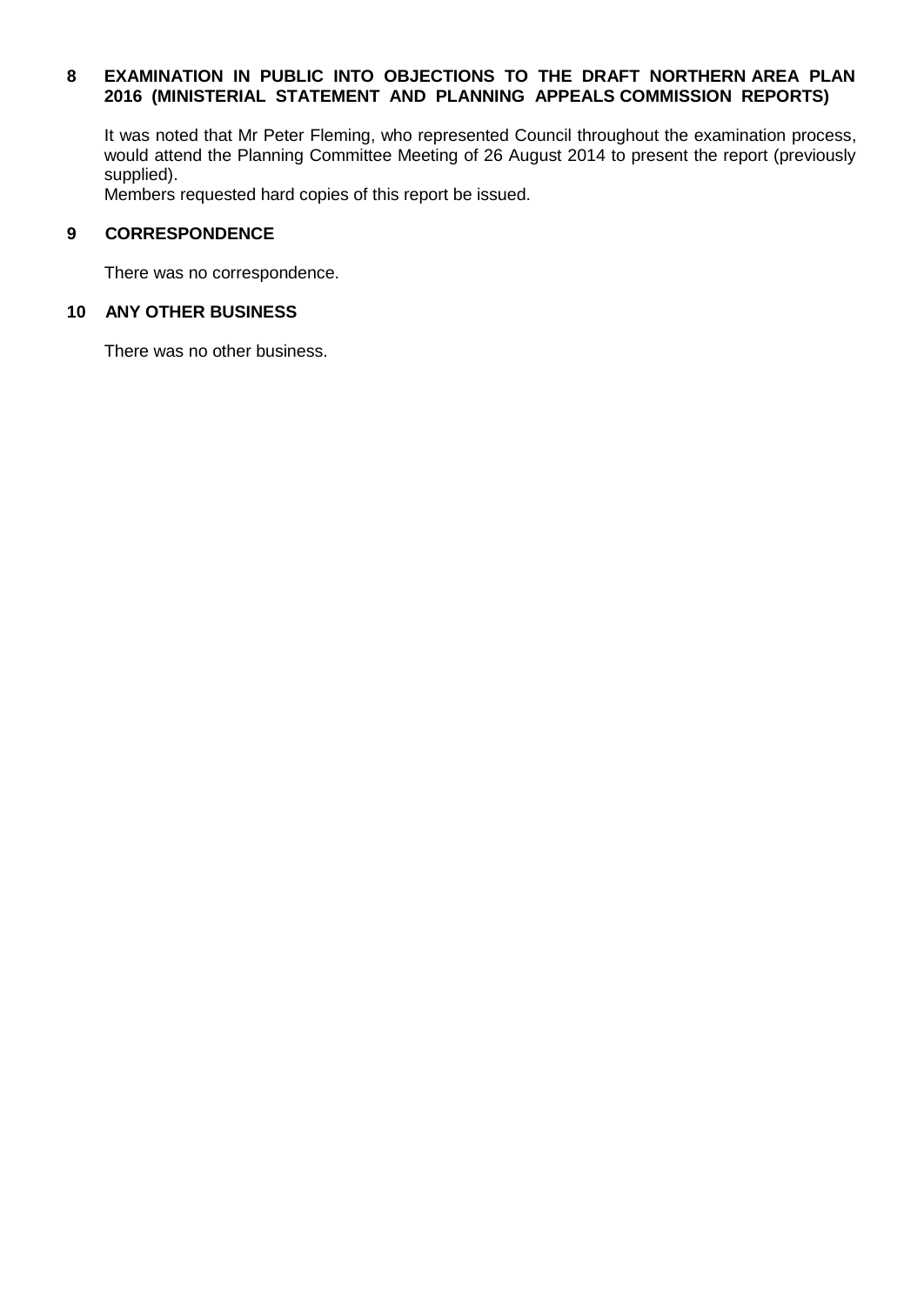**8 EXAMINATION IN PUBLIC INTO OBJECTIONS TO THE DRAFT NORTHERN AREA PLAN 2016 (MINISTERIAL STATEMENT AND PLANNING APPEALS COMMISSION REPORTS)**

It was noted that Mr Peter Fleming, who represented Council throughout the examination process, would attend the Planning Committee Meeting of 26 August 2014 to present the report (previously supplied).

Members requested hard copies of this report be issued.

**9 CORRESPONDENCE**

There was no correspondence.

**10 ANY OTHER BUSINESS**

There was no other business.